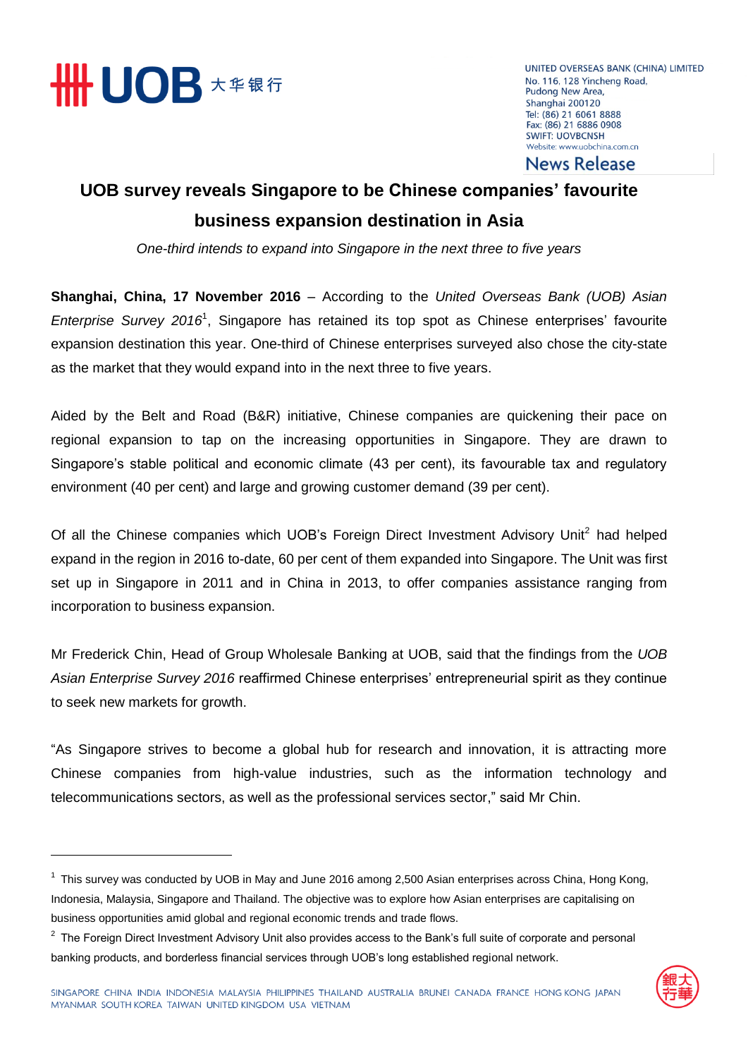UNITED OVERSEAS BANK (CHINA) LIMITED
No. 116, 128 Yincheng Road,
Pudong New Area,
Shanghai 200120
Tel: (86) 21 6061 8888
Fax: (86) 21 6886 0908
SWIFT: UOVBCNSH
Website: www.uobchina.com.cn

News Release

# UOB survey reveals Singapore to be Chinese companies' favourite business expansion destination in Asia

*One-third intends to expand into Singapore in the next three to five years*

**Shanghai, China, 17 November 2016** – According to the *United Overseas Bank (UOB) Asian Enterprise Survey 2016*[1], Singapore has retained its top spot as Chinese enterprises' favourite expansion destination this year. One-third of Chinese enterprises surveyed also chose the city-state as the market that they would expand into in the next three to five years.

Aided by the Belt and Road (B&R) initiative, Chinese companies are quickening their pace on regional expansion to tap on the increasing opportunities in Singapore. They are drawn to Singapore's stable political and economic climate (43 per cent), its favourable tax and regulatory environment (40 per cent) and large and growing customer demand (39 per cent).

Of all the Chinese companies which UOB's Foreign Direct Investment Advisory Unit[2] had helped expand in the region in 2016 to-date, 60 per cent of them expanded into Singapore. The Unit was first set up in Singapore in 2011 and in China in 2013, to offer companies assistance ranging from incorporation to business expansion.

Mr Frederick Chin, Head of Group Wholesale Banking at UOB, said that the findings from the *UOB Asian Enterprise Survey 2016* reaffirmed Chinese enterprises' entrepreneurial spirit as they continue to seek new markets for growth.

"As Singapore strives to become a global hub for research and innovation, it is attracting more Chinese companies from high-value industries, such as the information technology and telecommunications sectors, as well as the professional services sector," said Mr Chin.

---

[1] This survey was conducted by UOB in May and June 2016 among 2,500 Asian enterprises across China, Hong Kong, Indonesia, Malaysia, Singapore and Thailand. The objective was to explore how Asian enterprises are capitalising on business opportunities amid global and regional economic trends and trade flows.

[2] The Foreign Direct Investment Advisory Unit also provides access to the Bank's full suite of corporate and personal banking products, and borderless financial services through UOB's long established regional network.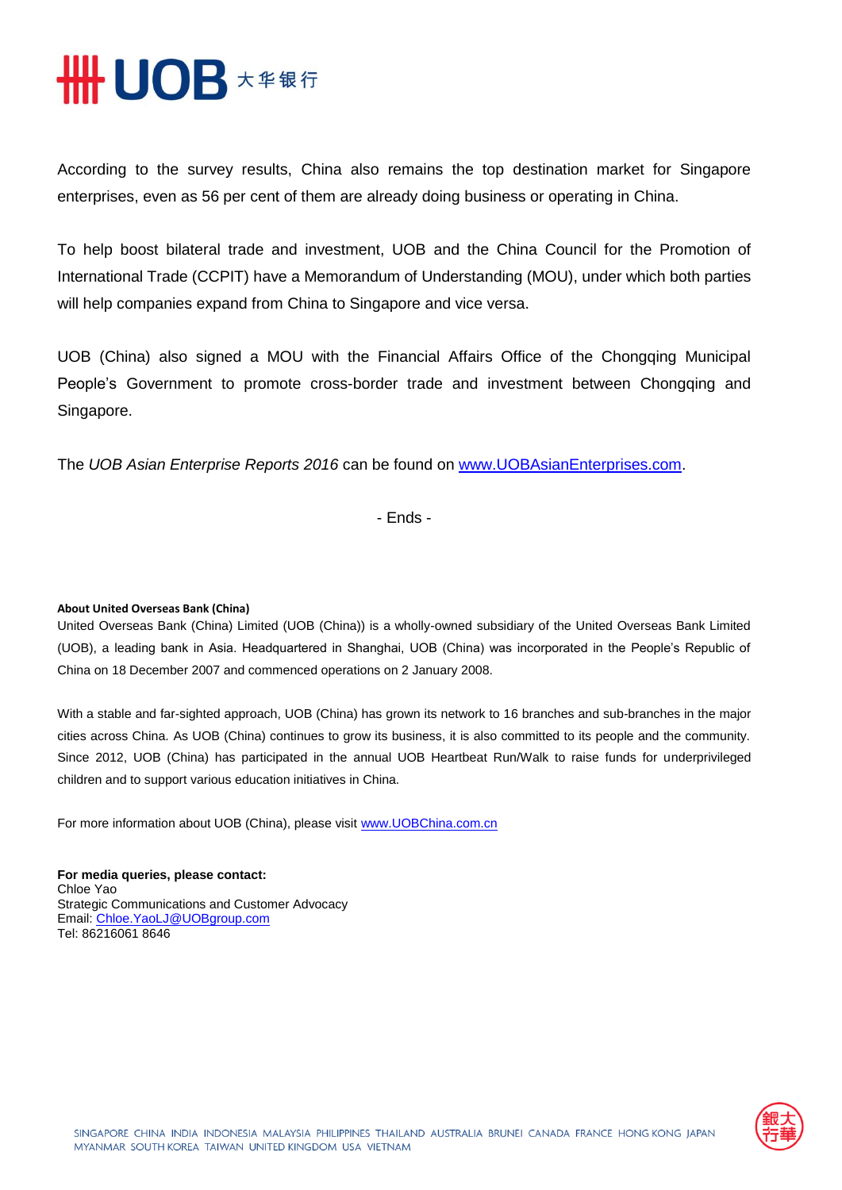According to the survey results, China also remains the top destination market for Singapore enterprises, even as 56 per cent of them are already doing business or operating in China.

To help boost bilateral trade and investment, UOB and the China Council for the Promotion of International Trade (CCPIT) have a Memorandum of Understanding (MOU), under which both parties will help companies expand from China to Singapore and vice versa.

UOB (China) also signed a MOU with the Financial Affairs Office of the Chongqing Municipal People's Government to promote cross-border trade and investment between Chongqing and Singapore.

The *UOB Asian Enterprise Reports 2016* can be found on [www.UOBAsianEnterprises.com](http://www.UOBAsianEnterprises.com).

- Ends -

**About United Overseas Bank (China)**

United Overseas Bank (China) Limited (UOB (China)) is a wholly-owned subsidiary of the United Overseas Bank Limited (UOB), a leading bank in Asia. Headquartered in Shanghai, UOB (China) was incorporated in the People's Republic of China on 18 December 2007 and commenced operations on 2 January 2008.

With a stable and far-sighted approach, UOB (China) has grown its network to 16 branches and sub-branches in the major cities across China. As UOB (China) continues to grow its business, it is also committed to its people and the community. Since 2012, UOB (China) has participated in the annual UOB Heartbeat Run/Walk to raise funds for underprivileged children and to support various education initiatives in China.

For more information about UOB (China), please visit [www.UOBChina.com.cn](http://www.UOBChina.com.cn)

**For media queries, please contact:**
Chloe Yao
Strategic Communications and Customer Advocacy
Email: [Chloe.YaoLJ@UOBgroup.com](mailto:Chloe.YaoLJ@UOBgroup.com)
Tel: 86216061 8646